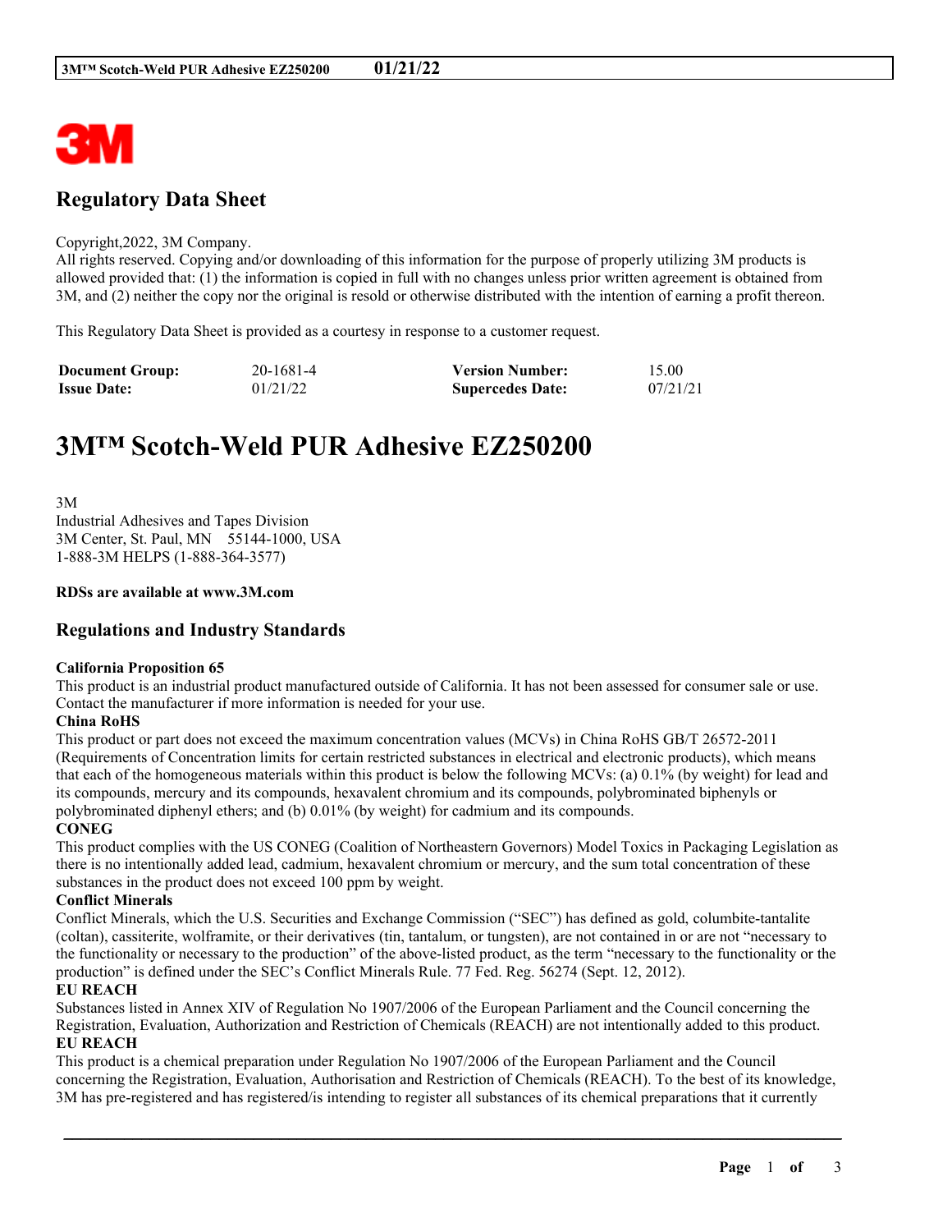# Regulatory Data Sheet

Copyright,2022, 3M Company.
All rights reserved. Copying and/or downloading of this information for the purpose of properly utilizing 3M products is allowed provided that: (1) the information is copied in full with no changes unless prior written agreement is obtained from 3M, and (2) neither the copy nor the original is resold or otherwise distributed with the intention of earning a profit thereon.

This Regulatory Data Sheet is provided as a courtesy in response to a customer request.

| | | | |
|---|---|---|---|
| **Document Group:** | 20-1681-4 | **Version Number:** | 15.00 |
| **Issue Date:** | 01/21/22 | **Supercedes Date:** | 07/21/21 |

# 3M™ Scotch-Weld PUR Adhesive EZ250200

3M
Industrial Adhesives and Tapes Division
3M Center, St. Paul, MN 55144-1000, USA
1-888-3M HELPS (1-888-364-3577)

**RDSs are available at www.3M.com**

## Regulations and Industry Standards

**California Proposition 65**
This product is an industrial product manufactured outside of California. It has not been assessed for consumer sale or use. Contact the manufacturer if more information is needed for your use.

**China RoHS**
This product or part does not exceed the maximum concentration values (MCVs) in China RoHS GB/T 26572-2011 (Requirements of Concentration limits for certain restricted substances in electrical and electronic products), which means that each of the homogeneous materials within this product is below the following MCVs: (a) 0.1% (by weight) for lead and its compounds, mercury and its compounds, hexavalent chromium and its compounds, polybrominated biphenyls or polybrominated diphenyl ethers; and (b) 0.01% (by weight) for cadmium and its compounds.

**CONEG**
This product complies with the US CONEG (Coalition of Northeastern Governors) Model Toxics in Packaging Legislation as there is no intentionally added lead, cadmium, hexavalent chromium or mercury, and the sum total concentration of these substances in the product does not exceed 100 ppm by weight.

**Conflict Minerals**
Conflict Minerals, which the U.S. Securities and Exchange Commission ("SEC") has defined as gold, columbite-tantalite (coltan), cassiterite, wolframite, or their derivatives (tin, tantalum, or tungsten), are not contained in or are not "necessary to the functionality or necessary to the production" of the above-listed product, as the term "necessary to the functionality or the production" is defined under the SEC's Conflict Minerals Rule. 77 Fed. Reg. 56274 (Sept. 12, 2012).

**EU REACH**
Substances listed in Annex XIV of Regulation No 1907/2006 of the European Parliament and the Council concerning the Registration, Evaluation, Authorization and Restriction of Chemicals (REACH) are not intentionally added to this product.

**EU REACH**
This product is a chemical preparation under Regulation No 1907/2006 of the European Parliament and the Council concerning the Registration, Evaluation, Authorisation and Restriction of Chemicals (REACH). To the best of its knowledge, 3M has pre-registered and has registered/is intending to register all substances of its chemical preparations that it currently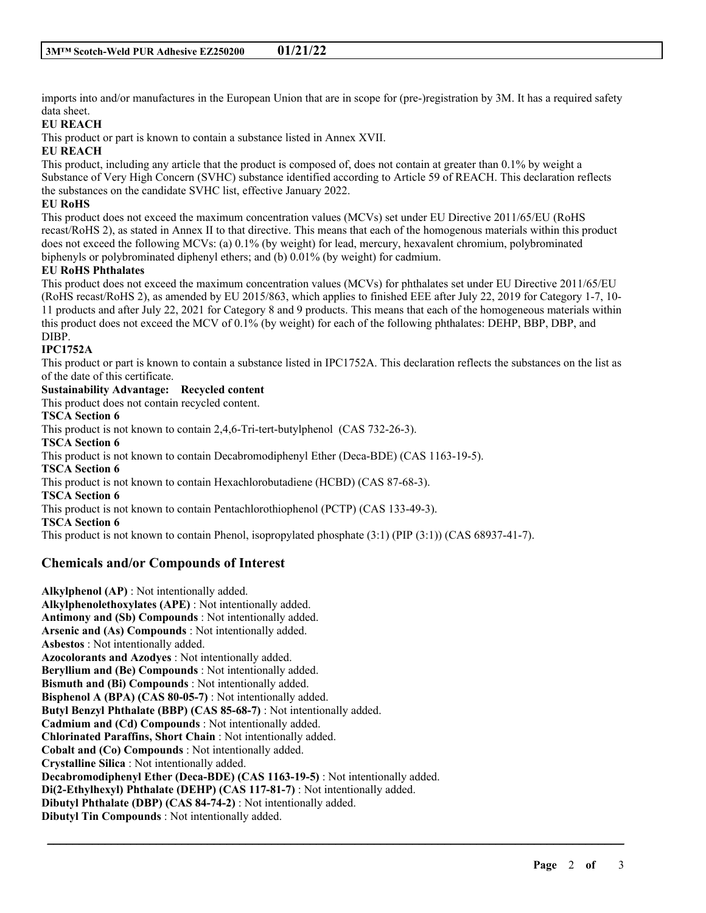imports into and/or manufactures in the European Union that are in scope for (pre-)registration by 3M. It has a required safety data sheet.

**EU REACH**

This product or part is known to contain a substance listed in Annex XVII.

**EU REACH**

This product, including any article that the product is composed of, does not contain at greater than 0.1% by weight a Substance of Very High Concern (SVHC) substance identified according to Article 59 of REACH. This declaration reflects the substances on the candidate SVHC list, effective January 2022.

**EU RoHS**

This product does not exceed the maximum concentration values (MCVs) set under EU Directive 2011/65/EU (RoHS recast/RoHS 2), as stated in Annex II to that directive. This means that each of the homogenous materials within this product does not exceed the following MCVs: (a) 0.1% (by weight) for lead, mercury, hexavalent chromium, polybrominated biphenyls or polybrominated diphenyl ethers; and (b) 0.01% (by weight) for cadmium.

**EU RoHS Phthalates**

This product does not exceed the maximum concentration values (MCVs) for phthalates set under EU Directive 2011/65/EU (RoHS recast/RoHS 2), as amended by EU 2015/863, which applies to finished EEE after July 22, 2019 for Category 1-7, 10-11 products and after July 22, 2021 for Category 8 and 9 products. This means that each of the homogeneous materials within this product does not exceed the MCV of 0.1% (by weight) for each of the following phthalates: DEHP, BBP, DBP, and DIBP.

**IPC1752A**

This product or part is known to contain a substance listed in IPC1752A. This declaration reflects the substances on the list as of the date of this certificate.

**Sustainability Advantage: Recycled content**

This product does not contain recycled content.

**TSCA Section 6**

This product is not known to contain 2,4,6-Tri-tert-butylphenol (CAS 732-26-3).

**TSCA Section 6**

This product is not known to contain Decabromodiphenyl Ether (Deca-BDE) (CAS 1163-19-5).

**TSCA Section 6**

This product is not known to contain Hexachlorobutadiene (HCBD) (CAS 87-68-3).

**TSCA Section 6**

This product is not known to contain Pentachlorothiophenol (PCTP) (CAS 133-49-3).

**TSCA Section 6**

This product is not known to contain Phenol, isopropylated phosphate (3:1) (PIP (3:1)) (CAS 68937-41-7).

## Chemicals and/or Compounds of Interest

**Alkylphenol (AP)** : Not intentionally added.
**Alkylphenolethoxylates (APE)** : Not intentionally added.
**Antimony and (Sb) Compounds** : Not intentionally added.
**Arsenic and (As) Compounds** : Not intentionally added.
**Asbestos** : Not intentionally added.
**Azocolorants and Azodyes** : Not intentionally added.
**Beryllium and (Be) Compounds** : Not intentionally added.
**Bismuth and (Bi) Compounds** : Not intentionally added.
**Bisphenol A (BPA) (CAS 80-05-7)** : Not intentionally added.
**Butyl Benzyl Phthalate (BBP) (CAS 85-68-7)** : Not intentionally added.
**Cadmium and (Cd) Compounds** : Not intentionally added.
**Chlorinated Paraffins, Short Chain** : Not intentionally added.
**Cobalt and (Co) Compounds** : Not intentionally added.
**Crystalline Silica** : Not intentionally added.
**Decabromodiphenyl Ether (Deca-BDE) (CAS 1163-19-5)** : Not intentionally added.
**Di(2-Ethylhexyl) Phthalate (DEHP) (CAS 117-81-7)** : Not intentionally added.
**Dibutyl Phthalate (DBP) (CAS 84-74-2)** : Not intentionally added.
**Dibutyl Tin Compounds** : Not intentionally added.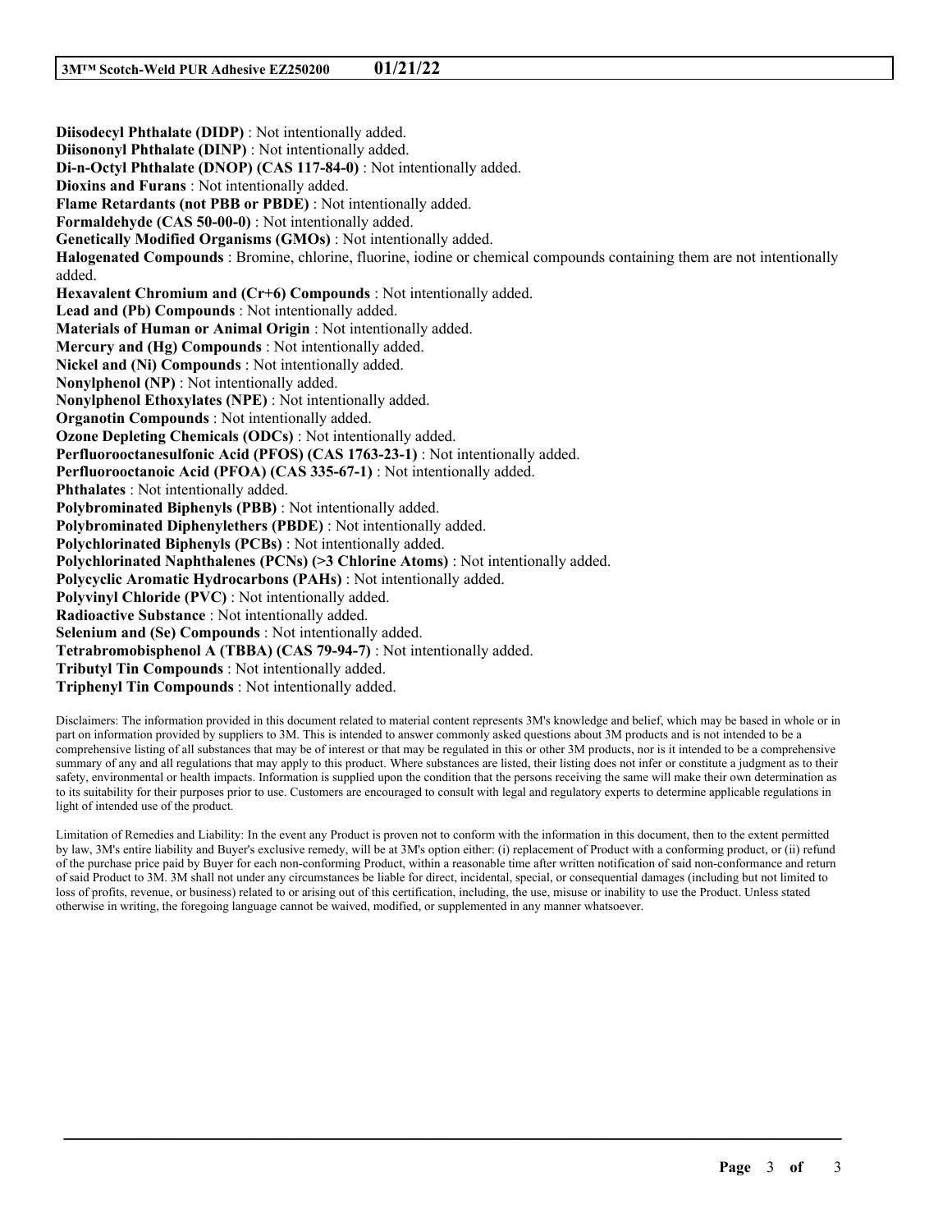**Diisodecyl Phthalate (DIDP)** : Not intentionally added.
**Diisononyl Phthalate (DINP)** : Not intentionally added.
**Di-n-Octyl Phthalate (DNOP) (CAS 117-84-0)** : Not intentionally added.
**Dioxins and Furans** : Not intentionally added.
**Flame Retardants (not PBB or PBDE)** : Not intentionally added.
**Formaldehyde (CAS 50-00-0)** : Not intentionally added.
**Genetically Modified Organisms (GMOs)** : Not intentionally added.
**Halogenated Compounds** : Bromine, chlorine, fluorine, iodine or chemical compounds containing them are not intentionally added.
**Hexavalent Chromium and (Cr+6) Compounds** : Not intentionally added.
**Lead and (Pb) Compounds** : Not intentionally added.
**Materials of Human or Animal Origin** : Not intentionally added.
**Mercury and (Hg) Compounds** : Not intentionally added.
**Nickel and (Ni) Compounds** : Not intentionally added.
**Nonylphenol (NP)** : Not intentionally added.
**Nonylphenol Ethoxylates (NPE)** : Not intentionally added.
**Organotin Compounds** : Not intentionally added.
**Ozone Depleting Chemicals (ODCs)** : Not intentionally added.
**Perfluorooctanesulfonic Acid (PFOS) (CAS 1763-23-1)** : Not intentionally added.
**Perfluorooctanoic Acid (PFOA) (CAS 335-67-1)** : Not intentionally added.
**Phthalates** : Not intentionally added.
**Polybrominated Biphenyls (PBB)** : Not intentionally added.
**Polybrominated Diphenylethers (PBDE)** : Not intentionally added.
**Polychlorinated Biphenyls (PCBs)** : Not intentionally added.
**Polychlorinated Naphthalenes (PCNs) (>3 Chlorine Atoms)** : Not intentionally added.
**Polycyclic Aromatic Hydrocarbons (PAHs)** : Not intentionally added.
**Polyvinyl Chloride (PVC)** : Not intentionally added.
**Radioactive Substance** : Not intentionally added.
**Selenium and (Se) Compounds** : Not intentionally added.
**Tetrabromobisphenol A (TBBA) (CAS 79-94-7)** : Not intentionally added.
**Tributyl Tin Compounds** : Not intentionally added.
**Triphenyl Tin Compounds** : Not intentionally added.

Disclaimers: The information provided in this document related to material content represents 3M's knowledge and belief, which may be based in whole or in part on information provided by suppliers to 3M. This is intended to answer commonly asked questions about 3M products and is not intended to be a comprehensive listing of all substances that may be of interest or that may be regulated in this or other 3M products, nor is it intended to be a comprehensive summary of any and all regulations that may apply to this product. Where substances are listed, their listing does not infer or constitute a judgment as to their safety, environmental or health impacts. Information is supplied upon the condition that the persons receiving the same will make their own determination as to its suitability for their purposes prior to use. Customers are encouraged to consult with legal and regulatory experts to determine applicable regulations in light of intended use of the product.

Limitation of Remedies and Liability: In the event any Product is proven not to conform with the information in this document, then to the extent permitted by law, 3M's entire liability and Buyer's exclusive remedy, will be at 3M's option either: (i) replacement of Product with a conforming product, or (ii) refund of the purchase price paid by Buyer for each non-conforming Product, within a reasonable time after written notification of said non-conformance and return of said Product to 3M. 3M shall not under any circumstances be liable for direct, incidental, special, or consequential damages (including but not limited to loss of profits, revenue, or business) related to or arising out of this certification, including, the use, misuse or inability to use the Product. Unless stated otherwise in writing, the foregoing language cannot be waived, modified, or supplemented in any manner whatsoever.